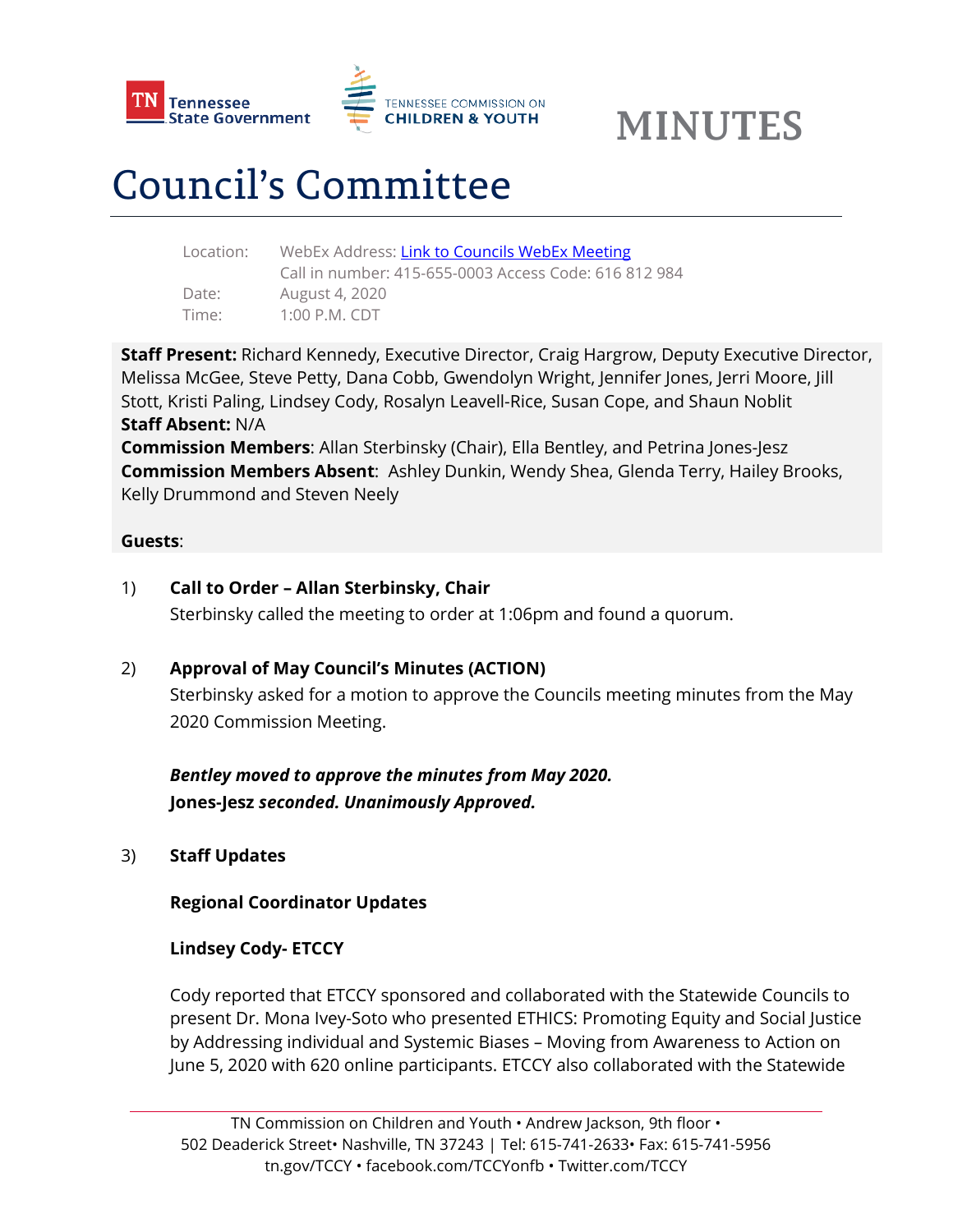# MINUTES

# Council's Committee

Location: WebEx Address: [Link to Councils WebEx Meeting]
Call in number: 415-655-0003 Access Code: 616 812 984
Date: August 4, 2020
Time: 1:00 P.M. CDT

**Staff Present:** Richard Kennedy, Executive Director, Craig Hargrow, Deputy Executive Director, Melissa McGee, Steve Petty, Dana Cobb, Gwendolyn Wright, Jennifer Jones, Jerri Moore, Jill Stott, Kristi Paling, Lindsey Cody, Rosalyn Leavell-Rice, Susan Cope, and Shaun Noblit
**Staff Absent:** N/A
**Commission Members**: Allan Sterbinsky (Chair), Ella Bentley, and Petrina Jones-Jesz
**Commission Members Absent**: Ashley Dunkin, Wendy Shea, Glenda Terry, Hailey Brooks, Kelly Drummond and Steven Neely

**Guests**:

1) **Call to Order – Allan Sterbinsky, Chair**
Sterbinsky called the meeting to order at 1:06pm and found a quorum.

2) **Approval of May Council's Minutes (ACTION)**
Sterbinsky asked for a motion to approve the Councils meeting minutes from the May 2020 Commission Meeting.

***Bentley moved to approve the minutes from May 2020.***
**Jones-Jesz** ***seconded. Unanimously Approved.***

3) **Staff Updates**

**Regional Coordinator Updates**

**Lindsey Cody- ETCCY**

Cody reported that ETCCY sponsored and collaborated with the Statewide Councils to present Dr. Mona Ivey-Soto who presented ETHICS: Promoting Equity and Social Justice by Addressing individual and Systemic Biases – Moving from Awareness to Action on June 5, 2020 with 620 online participants. ETCCY also collaborated with the Statewide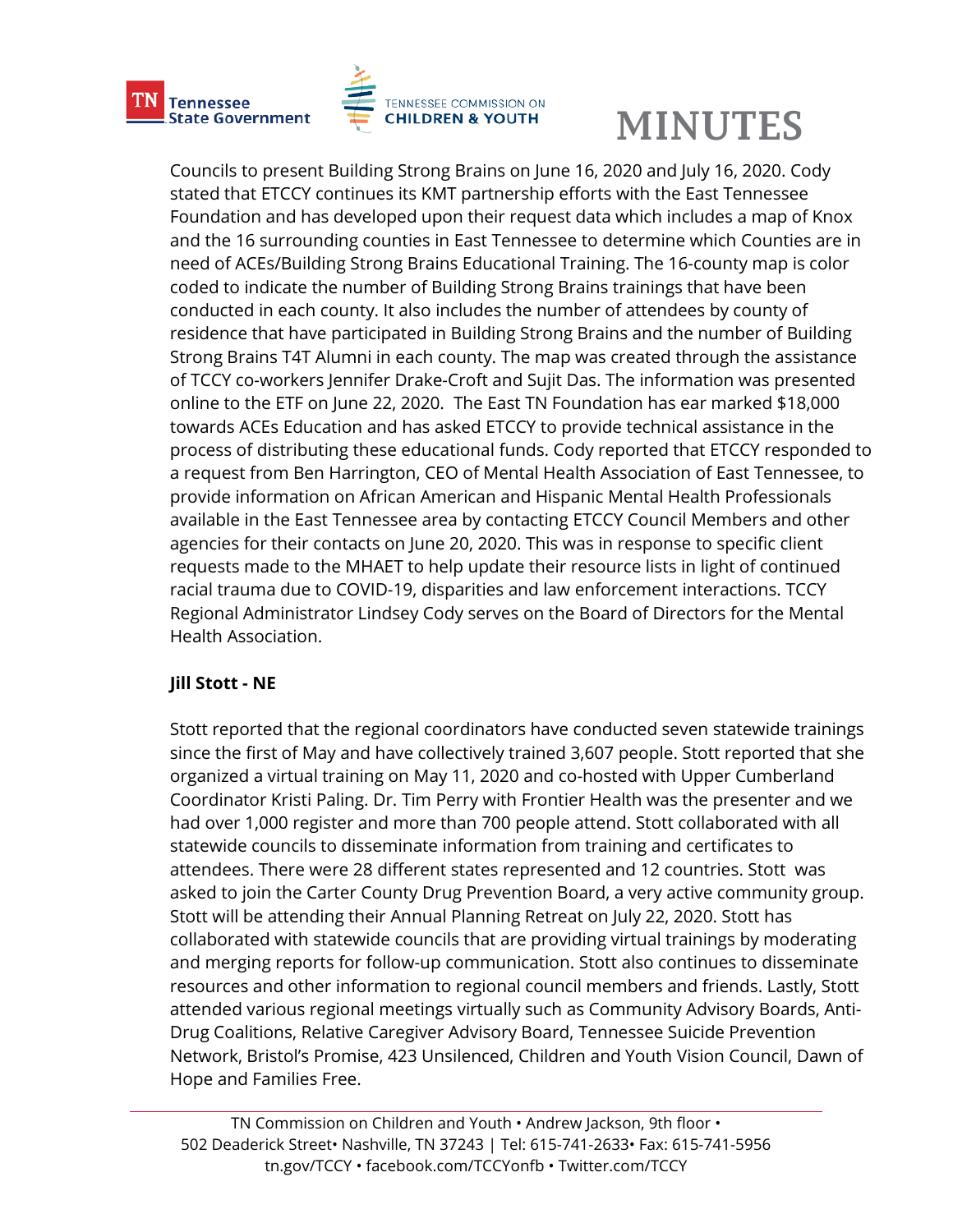Councils to present Building Strong Brains on June 16, 2020 and July 16, 2020. Cody stated that ETCCY continues its KMT partnership efforts with the East Tennessee Foundation and has developed upon their request data which includes a map of Knox and the 16 surrounding counties in East Tennessee to determine which Counties are in need of ACEs/Building Strong Brains Educational Training. The 16-county map is color coded to indicate the number of Building Strong Brains trainings that have been conducted in each county. It also includes the number of attendees by county of residence that have participated in Building Strong Brains and the number of Building Strong Brains T4T Alumni in each county. The map was created through the assistance of TCCY co-workers Jennifer Drake-Croft and Sujit Das. The information was presented online to the ETF on June 22, 2020. The East TN Foundation has ear marked $18,000 towards ACEs Education and has asked ETCCY to provide technical assistance in the process of distributing these educational funds. Cody reported that ETCCY responded to a request from Ben Harrington, CEO of Mental Health Association of East Tennessee, to provide information on African American and Hispanic Mental Health Professionals available in the East Tennessee area by contacting ETCCY Council Members and other agencies for their contacts on June 20, 2020. This was in response to specific client requests made to the MHAET to help update their resource lists in light of continued racial trauma due to COVID-19, disparities and law enforcement interactions. TCCY Regional Administrator Lindsey Cody serves on the Board of Directors for the Mental Health Association.

**Jill Stott - NE**

Stott reported that the regional coordinators have conducted seven statewide trainings since the first of May and have collectively trained 3,607 people. Stott reported that she organized a virtual training on May 11, 2020 and co-hosted with Upper Cumberland Coordinator Kristi Paling. Dr. Tim Perry with Frontier Health was the presenter and we had over 1,000 register and more than 700 people attend. Stott collaborated with all statewide councils to disseminate information from training and certificates to attendees. There were 28 different states represented and 12 countries. Stott was asked to join the Carter County Drug Prevention Board, a very active community group. Stott will be attending their Annual Planning Retreat on July 22, 2020. Stott has collaborated with statewide councils that are providing virtual trainings by moderating and merging reports for follow-up communication. Stott also continues to disseminate resources and other information to regional council members and friends. Lastly, Stott attended various regional meetings virtually such as Community Advisory Boards, Anti-Drug Coalitions, Relative Caregiver Advisory Board, Tennessee Suicide Prevention Network, Bristol's Promise, 423 Unsilenced, Children and Youth Vision Council, Dawn of Hope and Families Free.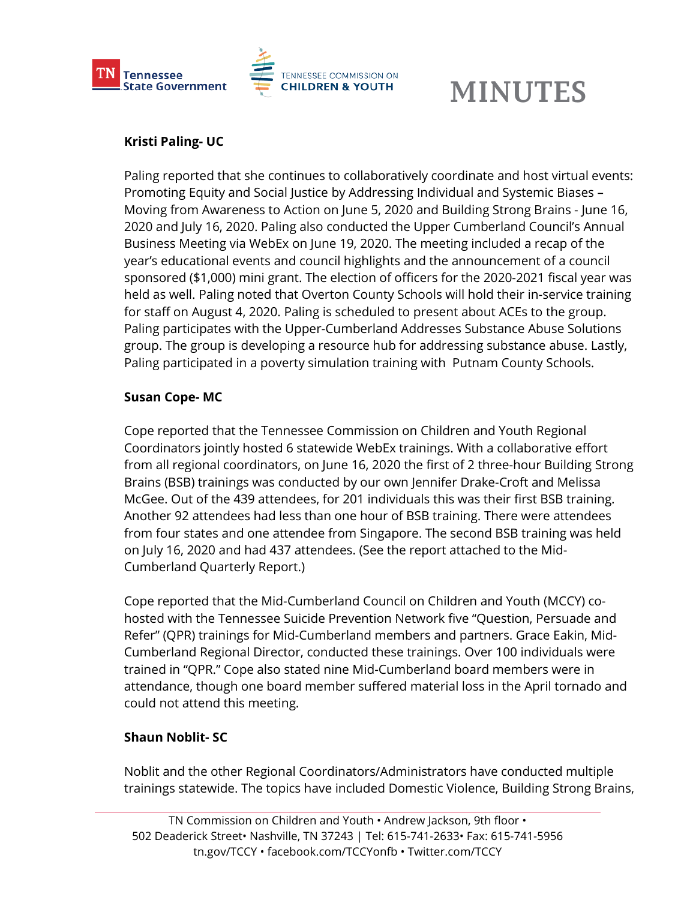**Kristi Paling- UC**

Paling reported that she continues to collaboratively coordinate and host virtual events: Promoting Equity and Social Justice by Addressing Individual and Systemic Biases – Moving from Awareness to Action on June 5, 2020 and Building Strong Brains - June 16, 2020 and July 16, 2020. Paling also conducted the Upper Cumberland Council's Annual Business Meeting via WebEx on June 19, 2020. The meeting included a recap of the year's educational events and council highlights and the announcement of a council sponsored ($1,000) mini grant. The election of officers for the 2020-2021 fiscal year was held as well. Paling noted that Overton County Schools will hold their in-service training for staff on August 4, 2020. Paling is scheduled to present about ACEs to the group. Paling participates with the Upper-Cumberland Addresses Substance Abuse Solutions group. The group is developing a resource hub for addressing substance abuse. Lastly, Paling participated in a poverty simulation training with Putnam County Schools.

**Susan Cope- MC**

Cope reported that the Tennessee Commission on Children and Youth Regional Coordinators jointly hosted 6 statewide WebEx trainings. With a collaborative effort from all regional coordinators, on June 16, 2020 the first of 2 three-hour Building Strong Brains (BSB) trainings was conducted by our own Jennifer Drake-Croft and Melissa McGee. Out of the 439 attendees, for 201 individuals this was their first BSB training. Another 92 attendees had less than one hour of BSB training. There were attendees from four states and one attendee from Singapore. The second BSB training was held on July 16, 2020 and had 437 attendees. (See the report attached to the Mid-Cumberland Quarterly Report.)

Cope reported that the Mid-Cumberland Council on Children and Youth (MCCY) co-hosted with the Tennessee Suicide Prevention Network five "Question, Persuade and Refer" (QPR) trainings for Mid-Cumberland members and partners. Grace Eakin, Mid-Cumberland Regional Director, conducted these trainings. Over 100 individuals were trained in "QPR." Cope also stated nine Mid-Cumberland board members were in attendance, though one board member suffered material loss in the April tornado and could not attend this meeting.

**Shaun Noblit- SC**

Noblit and the other Regional Coordinators/Administrators have conducted multiple trainings statewide. The topics have included Domestic Violence, Building Strong Brains,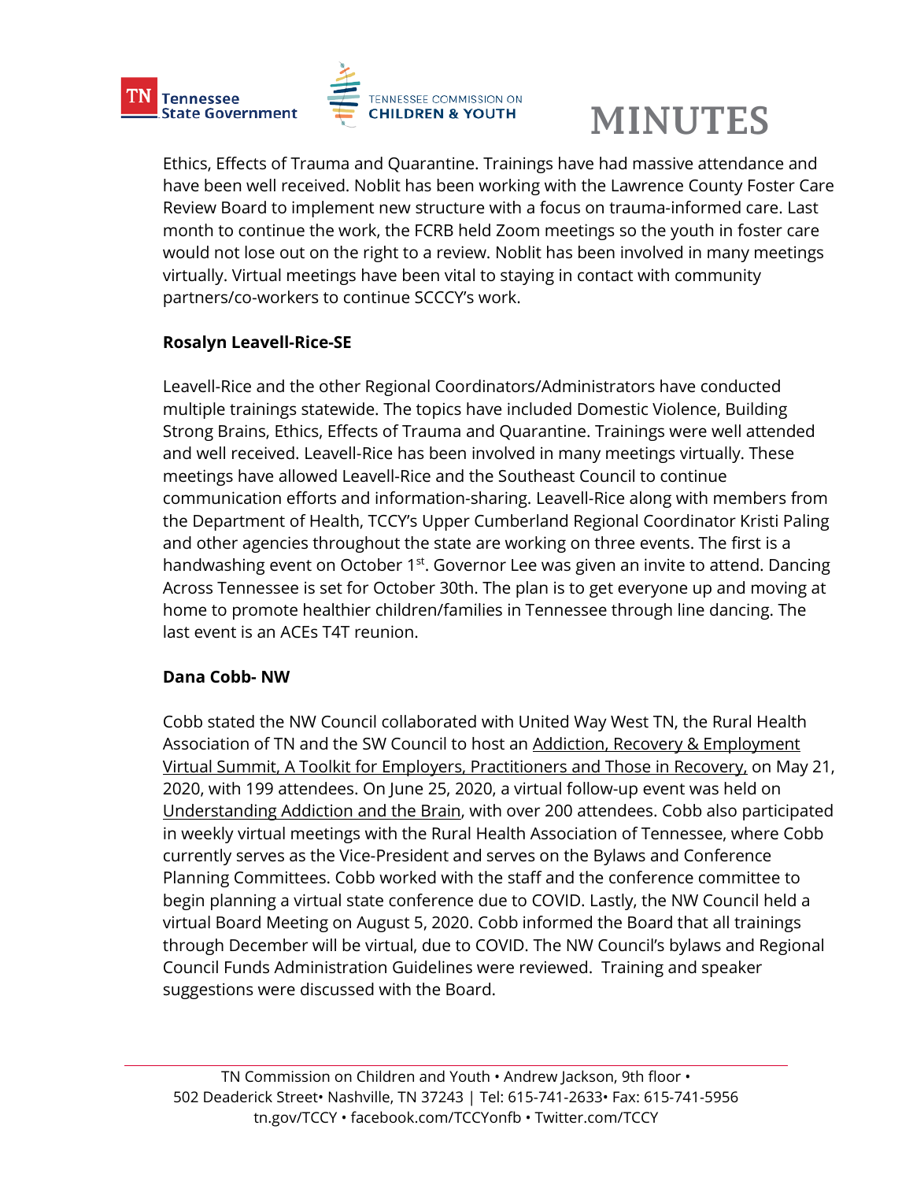Ethics, Effects of Trauma and Quarantine. Trainings have had massive attendance and have been well received. Noblit has been working with the Lawrence County Foster Care Review Board to implement new structure with a focus on trauma-informed care. Last month to continue the work, the FCRB held Zoom meetings so the youth in foster care would not lose out on the right to a review. Noblit has been involved in many meetings virtually. Virtual meetings have been vital to staying in contact with community partners/co-workers to continue SCCCY's work.

**Rosalyn Leavell-Rice-SE**

Leavell-Rice and the other Regional Coordinators/Administrators have conducted multiple trainings statewide. The topics have included Domestic Violence, Building Strong Brains, Ethics, Effects of Trauma and Quarantine. Trainings were well attended and well received. Leavell-Rice has been involved in many meetings virtually. These meetings have allowed Leavell-Rice and the Southeast Council to continue communication efforts and information-sharing. Leavell-Rice along with members from the Department of Health, TCCY's Upper Cumberland Regional Coordinator Kristi Paling and other agencies throughout the state are working on three events. The first is a handwashing event on October 1st. Governor Lee was given an invite to attend. Dancing Across Tennessee is set for October 30th. The plan is to get everyone up and moving at home to promote healthier children/families in Tennessee through line dancing. The last event is an ACEs T4T reunion.

**Dana Cobb- NW**

Cobb stated the NW Council collaborated with United Way West TN, the Rural Health Association of TN and the SW Council to host an Addiction, Recovery & Employment Virtual Summit, A Toolkit for Employers, Practitioners and Those in Recovery, on May 21, 2020, with 199 attendees. On June 25, 2020, a virtual follow-up event was held on Understanding Addiction and the Brain, with over 200 attendees. Cobb also participated in weekly virtual meetings with the Rural Health Association of Tennessee, where Cobb currently serves as the Vice-President and serves on the Bylaws and Conference Planning Committees. Cobb worked with the staff and the conference committee to begin planning a virtual state conference due to COVID. Lastly, the NW Council held a virtual Board Meeting on August 5, 2020. Cobb informed the Board that all trainings through December will be virtual, due to COVID. The NW Council's bylaws and Regional Council Funds Administration Guidelines were reviewed. Training and speaker suggestions were discussed with the Board.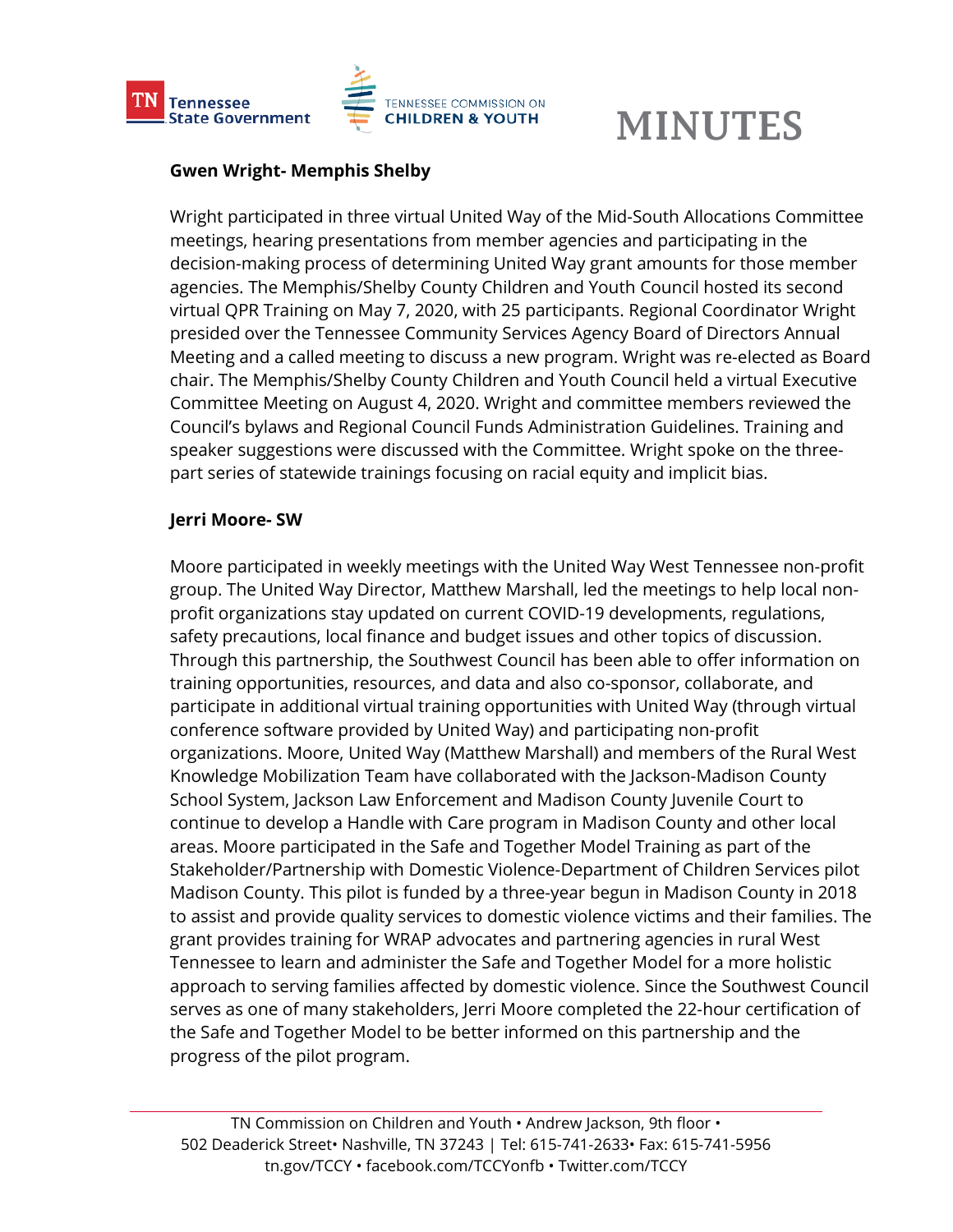**Gwen Wright- Memphis Shelby**

Wright participated in three virtual United Way of the Mid-South Allocations Committee meetings, hearing presentations from member agencies and participating in the decision-making process of determining United Way grant amounts for those member agencies. The Memphis/Shelby County Children and Youth Council hosted its second virtual QPR Training on May 7, 2020, with 25 participants. Regional Coordinator Wright presided over the Tennessee Community Services Agency Board of Directors Annual Meeting and a called meeting to discuss a new program. Wright was re-elected as Board chair. The Memphis/Shelby County Children and Youth Council held a virtual Executive Committee Meeting on August 4, 2020. Wright and committee members reviewed the Council's bylaws and Regional Council Funds Administration Guidelines. Training and speaker suggestions were discussed with the Committee. Wright spoke on the three-part series of statewide trainings focusing on racial equity and implicit bias.

**Jerri Moore- SW**

Moore participated in weekly meetings with the United Way West Tennessee non-profit group. The United Way Director, Matthew Marshall, led the meetings to help local non-profit organizations stay updated on current COVID-19 developments, regulations, safety precautions, local finance and budget issues and other topics of discussion. Through this partnership, the Southwest Council has been able to offer information on training opportunities, resources, and data and also co-sponsor, collaborate, and participate in additional virtual training opportunities with United Way (through virtual conference software provided by United Way) and participating non-profit organizations. Moore, United Way (Matthew Marshall) and members of the Rural West Knowledge Mobilization Team have collaborated with the Jackson-Madison County School System, Jackson Law Enforcement and Madison County Juvenile Court to continue to develop a Handle with Care program in Madison County and other local areas. Moore participated in the Safe and Together Model Training as part of the Stakeholder/Partnership with Domestic Violence-Department of Children Services pilot Madison County. This pilot is funded by a three-year begun in Madison County in 2018 to assist and provide quality services to domestic violence victims and their families. The grant provides training for WRAP advocates and partnering agencies in rural West Tennessee to learn and administer the Safe and Together Model for a more holistic approach to serving families affected by domestic violence. Since the Southwest Council serves as one of many stakeholders, Jerri Moore completed the 22-hour certification of the Safe and Together Model to be better informed on this partnership and the progress of the pilot program.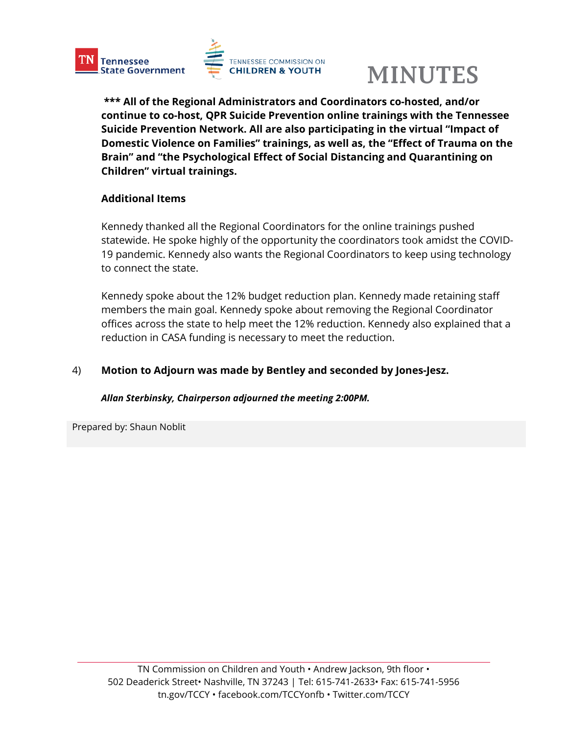**\*\*\* All of the Regional Administrators and Coordinators co-hosted, and/or continue to co-host, QPR Suicide Prevention online trainings with the Tennessee Suicide Prevention Network. All are also participating in the virtual "Impact of Domestic Violence on Families" trainings, as well as, the "Effect of Trauma on the Brain" and "the Psychological Effect of Social Distancing and Quarantining on Children" virtual trainings.**

**Additional Items**

Kennedy thanked all the Regional Coordinators for the online trainings pushed statewide. He spoke highly of the opportunity the coordinators took amidst the COVID-19 pandemic. Kennedy also wants the Regional Coordinators to keep using technology to connect the state.

Kennedy spoke about the 12% budget reduction plan. Kennedy made retaining staff members the main goal. Kennedy spoke about removing the Regional Coordinator offices across the state to help meet the 12% reduction. Kennedy also explained that a reduction in CASA funding is necessary to meet the reduction.

4) **Motion to Adjourn was made by Bentley and seconded by Jones-Jesz.**

***Allan Sterbinsky, Chairperson adjourned the meeting 2:00PM.***

Prepared by: Shaun Noblit